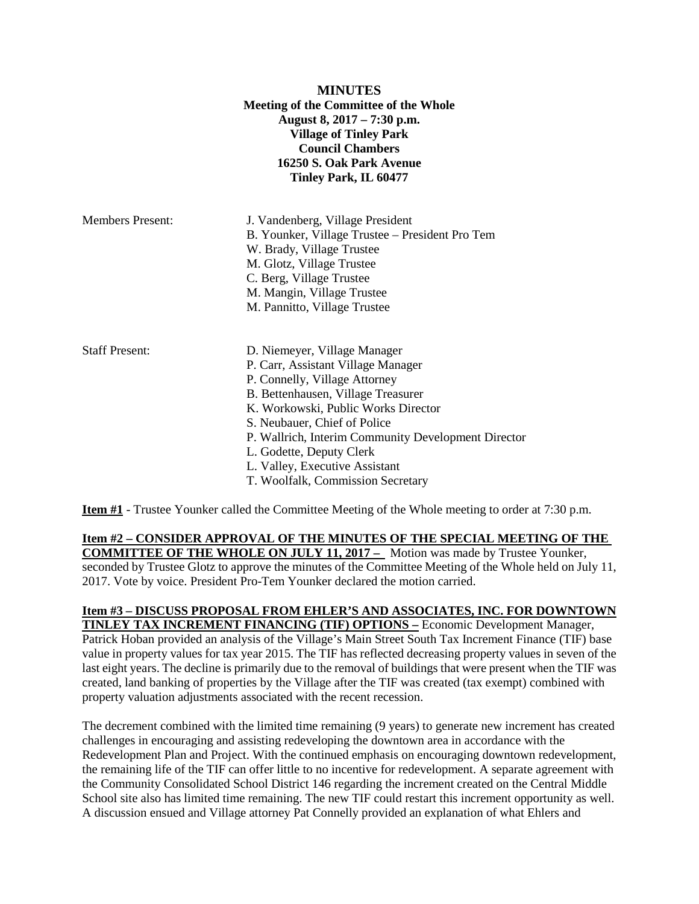**MINUTES**
**Meeting of the Committee of the Whole**
**August 8, 2017 – 7:30 p.m.**
**Village of Tinley Park**
**Council Chambers**
**16250 S. Oak Park Avenue**
**Tinley Park, IL 60477**

Members Present:
- J. Vandenberg, Village President
- B. Younker, Village Trustee – President Pro Tem
- W. Brady, Village Trustee
- M. Glotz, Village Trustee
- C. Berg, Village Trustee
- M. Mangin, Village Trustee
- M. Pannitto, Village Trustee

Staff Present:
- D. Niemeyer, Village Manager
- P. Carr, Assistant Village Manager
- P. Connelly, Village Attorney
- B. Bettenhausen, Village Treasurer
- K. Workowski, Public Works Director
- S. Neubauer, Chief of Police
- P. Wallrich, Interim Community Development Director
- L. Godette, Deputy Clerk
- L. Valley, Executive Assistant
- T. Woolfalk, Commission Secretary

**Item #1** - Trustee Younker called the Committee Meeting of the Whole meeting to order at 7:30 p.m.

**Item #2 – CONSIDER APPROVAL OF THE MINUTES OF THE SPECIAL MEETING OF THE COMMITTEE OF THE WHOLE ON JULY 11, 2017 –** Motion was made by Trustee Younker, seconded by Trustee Glotz to approve the minutes of the Committee Meeting of the Whole held on July 11, 2017. Vote by voice. President Pro-Tem Younker declared the motion carried.

**Item #3 – DISCUSS PROPOSAL FROM EHLER'S AND ASSOCIATES, INC. FOR DOWNTOWN TINLEY TAX INCREMENT FINANCING (TIF) OPTIONS –** Economic Development Manager, Patrick Hoban provided an analysis of the Village's Main Street South Tax Increment Finance (TIF) base value in property values for tax year 2015. The TIF has reflected decreasing property values in seven of the last eight years. The decline is primarily due to the removal of buildings that were present when the TIF was created, land banking of properties by the Village after the TIF was created (tax exempt) combined with property valuation adjustments associated with the recent recession.

The decrement combined with the limited time remaining (9 years) to generate new increment has created challenges in encouraging and assisting redeveloping the downtown area in accordance with the Redevelopment Plan and Project. With the continued emphasis on encouraging downtown redevelopment, the remaining life of the TIF can offer little to no incentive for redevelopment. A separate agreement with the Community Consolidated School District 146 regarding the increment created on the Central Middle School site also has limited time remaining. The new TIF could restart this increment opportunity as well. A discussion ensued and Village attorney Pat Connelly provided an explanation of what Ehlers and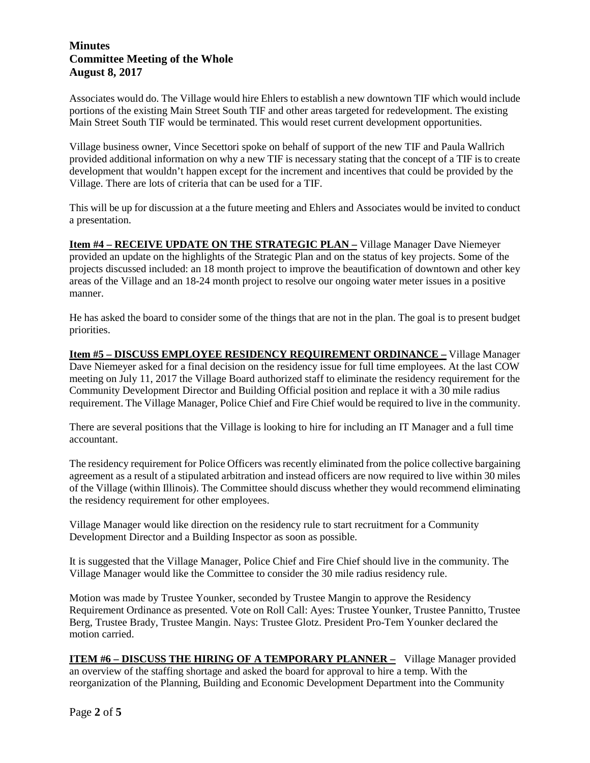Associates would do. The Village would hire Ehlers to establish a new downtown TIF which would include portions of the existing Main Street South TIF and other areas targeted for redevelopment. The existing Main Street South TIF would be terminated. This would reset current development opportunities.

Village business owner, Vince Secettori spoke on behalf of support of the new TIF and Paula Wallrich provided additional information on why a new TIF is necessary stating that the concept of a TIF is to create development that wouldn't happen except for the increment and incentives that could be provided by the Village. There are lots of criteria that can be used for a TIF.

This will be up for discussion at a the future meeting and Ehlers and Associates would be invited to conduct a presentation.

**Item #4 – RECEIVE UPDATE ON THE STRATEGIC PLAN –** Village Manager Dave Niemeyer provided an update on the highlights of the Strategic Plan and on the status of key projects. Some of the projects discussed included: an 18 month project to improve the beautification of downtown and other key areas of the Village and an 18-24 month project to resolve our ongoing water meter issues in a positive manner.

He has asked the board to consider some of the things that are not in the plan. The goal is to present budget priorities.

**Item #5 – DISCUSS EMPLOYEE RESIDENCY REQUIREMENT ORDINANCE –** Village Manager Dave Niemeyer asked for a final decision on the residency issue for full time employees. At the last COW meeting on July 11, 2017 the Village Board authorized staff to eliminate the residency requirement for the Community Development Director and Building Official position and replace it with a 30 mile radius requirement. The Village Manager, Police Chief and Fire Chief would be required to live in the community.

There are several positions that the Village is looking to hire for including an IT Manager and a full time accountant.

The residency requirement for Police Officers was recently eliminated from the police collective bargaining agreement as a result of a stipulated arbitration and instead officers are now required to live within 30 miles of the Village (within Illinois). The Committee should discuss whether they would recommend eliminating the residency requirement for other employees.

Village Manager would like direction on the residency rule to start recruitment for a Community Development Director and a Building Inspector as soon as possible.

It is suggested that the Village Manager, Police Chief and Fire Chief should live in the community. The Village Manager would like the Committee to consider the 30 mile radius residency rule.

Motion was made by Trustee Younker, seconded by Trustee Mangin to approve the Residency Requirement Ordinance as presented. Vote on Roll Call: Ayes: Trustee Younker, Trustee Pannitto, Trustee Berg, Trustee Brady, Trustee Mangin. Nays: Trustee Glotz. President Pro-Tem Younker declared the motion carried.

**ITEM #6 – DISCUSS THE HIRING OF A TEMPORARY PLANNER –** Village Manager provided an overview of the staffing shortage and asked the board for approval to hire a temp. With the reorganization of the Planning, Building and Economic Development Department into the Community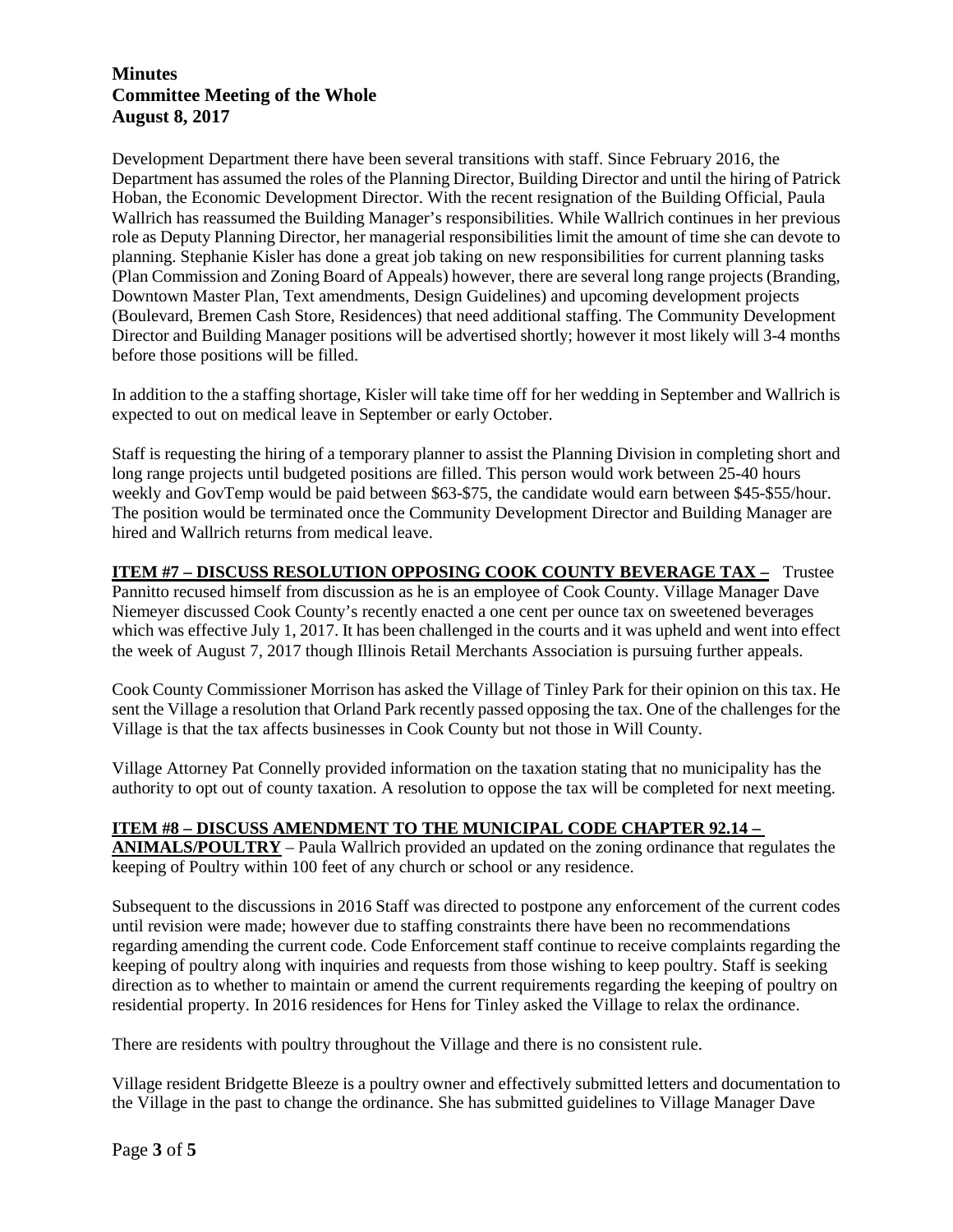Development Department there have been several transitions with staff. Since February 2016, the Department has assumed the roles of the Planning Director, Building Director and until the hiring of Patrick Hoban, the Economic Development Director. With the recent resignation of the Building Official, Paula Wallrich has reassumed the Building Manager's responsibilities. While Wallrich continues in her previous role as Deputy Planning Director, her managerial responsibilities limit the amount of time she can devote to planning. Stephanie Kisler has done a great job taking on new responsibilities for current planning tasks (Plan Commission and Zoning Board of Appeals) however, there are several long range projects (Branding, Downtown Master Plan, Text amendments, Design Guidelines) and upcoming development projects (Boulevard, Bremen Cash Store, Residences) that need additional staffing. The Community Development Director and Building Manager positions will be advertised shortly; however it most likely will 3-4 months before those positions will be filled.

In addition to the a staffing shortage, Kisler will take time off for her wedding in September and Wallrich is expected to out on medical leave in September or early October.

Staff is requesting the hiring of a temporary planner to assist the Planning Division in completing short and long range projects until budgeted positions are filled. This person would work between 25-40 hours weekly and GovTemp would be paid between $63-$75, the candidate would earn between $45-$55/hour. The position would be terminated once the Community Development Director and Building Manager are hired and Wallrich returns from medical leave.

**ITEM #7 – DISCUSS RESOLUTION OPPOSING COOK COUNTY BEVERAGE TAX –** Trustee Pannitto recused himself from discussion as he is an employee of Cook County. Village Manager Dave Niemeyer discussed Cook County's recently enacted a one cent per ounce tax on sweetened beverages which was effective July 1, 2017. It has been challenged in the courts and it was upheld and went into effect the week of August 7, 2017 though Illinois Retail Merchants Association is pursuing further appeals.

Cook County Commissioner Morrison has asked the Village of Tinley Park for their opinion on this tax. He sent the Village a resolution that Orland Park recently passed opposing the tax. One of the challenges for the Village is that the tax affects businesses in Cook County but not those in Will County.

Village Attorney Pat Connelly provided information on the taxation stating that no municipality has the authority to opt out of county taxation. A resolution to oppose the tax will be completed for next meeting.

**ITEM #8 – DISCUSS AMENDMENT TO THE MUNICIPAL CODE CHAPTER 92.14 – ANIMALS/POULTRY** – Paula Wallrich provided an updated on the zoning ordinance that regulates the keeping of Poultry within 100 feet of any church or school or any residence.

Subsequent to the discussions in 2016 Staff was directed to postpone any enforcement of the current codes until revision were made; however due to staffing constraints there have been no recommendations regarding amending the current code. Code Enforcement staff continue to receive complaints regarding the keeping of poultry along with inquiries and requests from those wishing to keep poultry. Staff is seeking direction as to whether to maintain or amend the current requirements regarding the keeping of poultry on residential property. In 2016 residences for Hens for Tinley asked the Village to relax the ordinance.

There are residents with poultry throughout the Village and there is no consistent rule.

Village resident Bridgette Bleeze is a poultry owner and effectively submitted letters and documentation to the Village in the past to change the ordinance. She has submitted guidelines to Village Manager Dave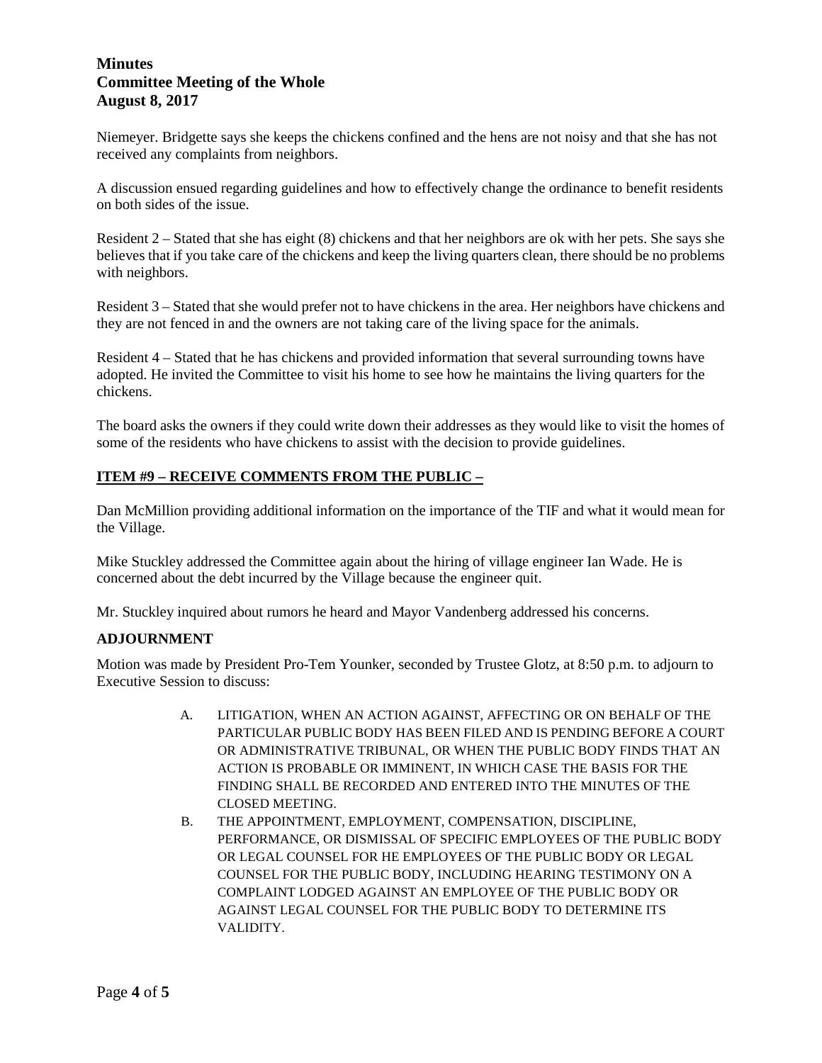Niemeyer. Bridgette says she keeps the chickens confined and the hens are not noisy and that she has not received any complaints from neighbors.

A discussion ensued regarding guidelines and how to effectively change the ordinance to benefit residents on both sides of the issue.

Resident 2 – Stated that she has eight (8) chickens and that her neighbors are ok with her pets. She says she believes that if you take care of the chickens and keep the living quarters clean, there should be no problems with neighbors.

Resident 3 – Stated that she would prefer not to have chickens in the area. Her neighbors have chickens and they are not fenced in and the owners are not taking care of the living space for the animals.

Resident 4 – Stated that he has chickens and provided information that several surrounding towns have adopted. He invited the Committee to visit his home to see how he maintains the living quarters for the chickens.

The board asks the owners if they could write down their addresses as they would like to visit the homes of some of the residents who have chickens to assist with the decision to provide guidelines.

## ITEM #9 – RECEIVE COMMENTS FROM THE PUBLIC –

Dan McMillion providing additional information on the importance of the TIF and what it would mean for the Village.

Mike Stuckley addressed the Committee again about the hiring of village engineer Ian Wade. He is concerned about the debt incurred by the Village because the engineer quit.

Mr. Stuckley inquired about rumors he heard and Mayor Vandenberg addressed his concerns.

## ADJOURNMENT

Motion was made by President Pro-Tem Younker, seconded by Trustee Glotz, at 8:50 p.m. to adjourn to Executive Session to discuss:

A. LITIGATION, WHEN AN ACTION AGAINST, AFFECTING OR ON BEHALF OF THE PARTICULAR PUBLIC BODY HAS BEEN FILED AND IS PENDING BEFORE A COURT OR ADMINISTRATIVE TRIBUNAL, OR WHEN THE PUBLIC BODY FINDS THAT AN ACTION IS PROBABLE OR IMMINENT, IN WHICH CASE THE BASIS FOR THE FINDING SHALL BE RECORDED AND ENTERED INTO THE MINUTES OF THE CLOSED MEETING.

B. THE APPOINTMENT, EMPLOYMENT, COMPENSATION, DISCIPLINE, PERFORMANCE, OR DISMISSAL OF SPECIFIC EMPLOYEES OF THE PUBLIC BODY OR LEGAL COUNSEL FOR HE EMPLOYEES OF THE PUBLIC BODY OR LEGAL COUNSEL FOR THE PUBLIC BODY, INCLUDING HEARING TESTIMONY ON A COMPLAINT LODGED AGAINST AN EMPLOYEE OF THE PUBLIC BODY OR AGAINST LEGAL COUNSEL FOR THE PUBLIC BODY TO DETERMINE ITS VALIDITY.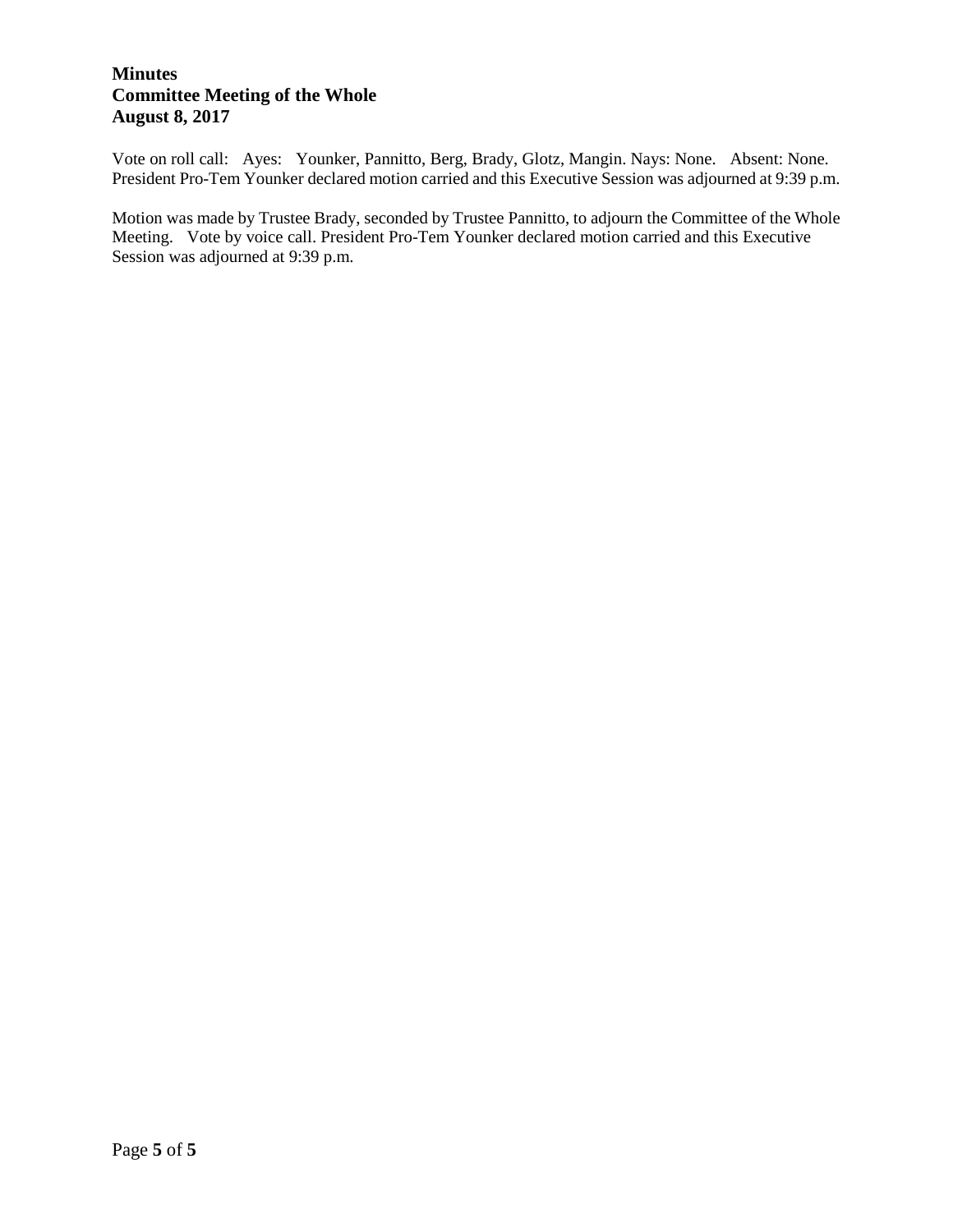**Minutes**
**Committee Meeting of the Whole**
**August 8, 2017**

Vote on roll call: Ayes: Younker, Pannitto, Berg, Brady, Glotz, Mangin. Nays: None. Absent: None. President Pro-Tem Younker declared motion carried and this Executive Session was adjourned at 9:39 p.m.

Motion was made by Trustee Brady, seconded by Trustee Pannitto, to adjourn the Committee of the Whole Meeting. Vote by voice call. President Pro-Tem Younker declared motion carried and this Executive Session was adjourned at 9:39 p.m.